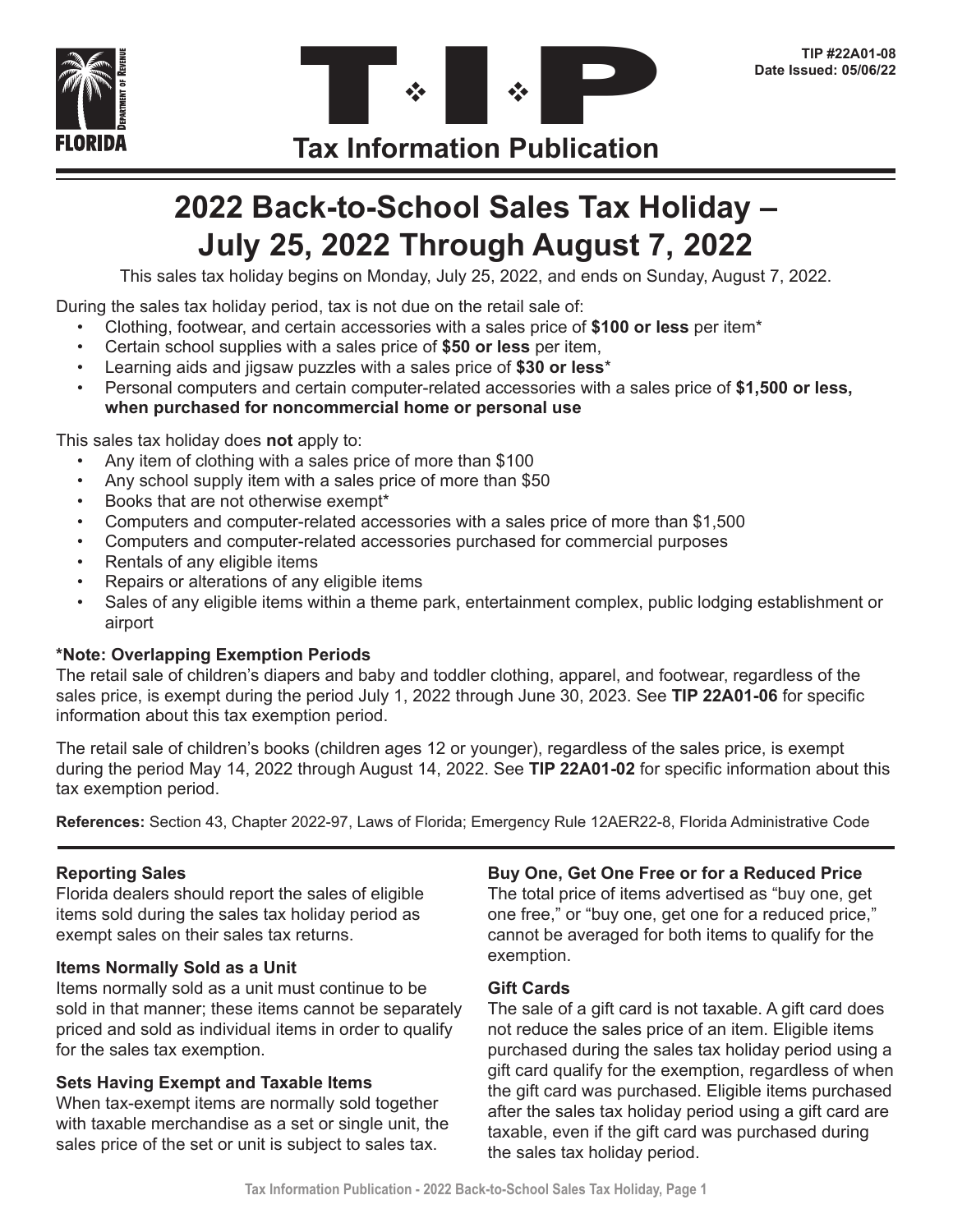TIP #22A01-08
Date Issued: 05/06/22

# Tax Information Publication

## 2022 Back-to-School Sales Tax Holiday – July 25, 2022 Through August 7, 2022

This sales tax holiday begins on Monday, July 25, 2022, and ends on Sunday, August 7, 2022.

During the sales tax holiday period, tax is not due on the retail sale of:

- Clothing, footwear, and certain accessories with a sales price of **$100 or less** per item*
- Certain school supplies with a sales price of **$50 or less** per item,
- Learning aids and jigsaw puzzles with a sales price of **$30 or less***
- Personal computers and certain computer-related accessories with a sales price of **$1,500 or less, when purchased for noncommercial home or personal use**

This sales tax holiday does **not** apply to:

- Any item of clothing with a sales price of more than $100
- Any school supply item with a sales price of more than $50
- Books that are not otherwise exempt*
- Computers and computer-related accessories with a sales price of more than $1,500
- Computers and computer-related accessories purchased for commercial purposes
- Rentals of any eligible items
- Repairs or alterations of any eligible items
- Sales of any eligible items within a theme park, entertainment complex, public lodging establishment or airport

**\*Note: Overlapping Exemption Periods**

The retail sale of children's diapers and baby and toddler clothing, apparel, and footwear, regardless of the sales price, is exempt during the period July 1, 2022 through June 30, 2023. See **TIP 22A01-06** for specific information about this tax exemption period.

The retail sale of children's books (children ages 12 or younger), regardless of the sales price, is exempt during the period May 14, 2022 through August 14, 2022. See **TIP 22A01-02** for specific information about this tax exemption period.

**References:** Section 43, Chapter 2022-97, Laws of Florida; Emergency Rule 12AER22-8, Florida Administrative Code

### Reporting Sales

Florida dealers should report the sales of eligible items sold during the sales tax holiday period as exempt sales on their sales tax returns.

### Items Normally Sold as a Unit

Items normally sold as a unit must continue to be sold in that manner; these items cannot be separately priced and sold as individual items in order to qualify for the sales tax exemption.

### Sets Having Exempt and Taxable Items

When tax-exempt items are normally sold together with taxable merchandise as a set or single unit, the sales price of the set or unit is subject to sales tax.

### Buy One, Get One Free or for a Reduced Price

The total price of items advertised as "buy one, get one free," or "buy one, get one for a reduced price," cannot be averaged for both items to qualify for the exemption.

### Gift Cards

The sale of a gift card is not taxable. A gift card does not reduce the sales price of an item. Eligible items purchased during the sales tax holiday period using a gift card qualify for the exemption, regardless of when the gift card was purchased. Eligible items purchased after the sales tax holiday period using a gift card are taxable, even if the gift card was purchased during the sales tax holiday period.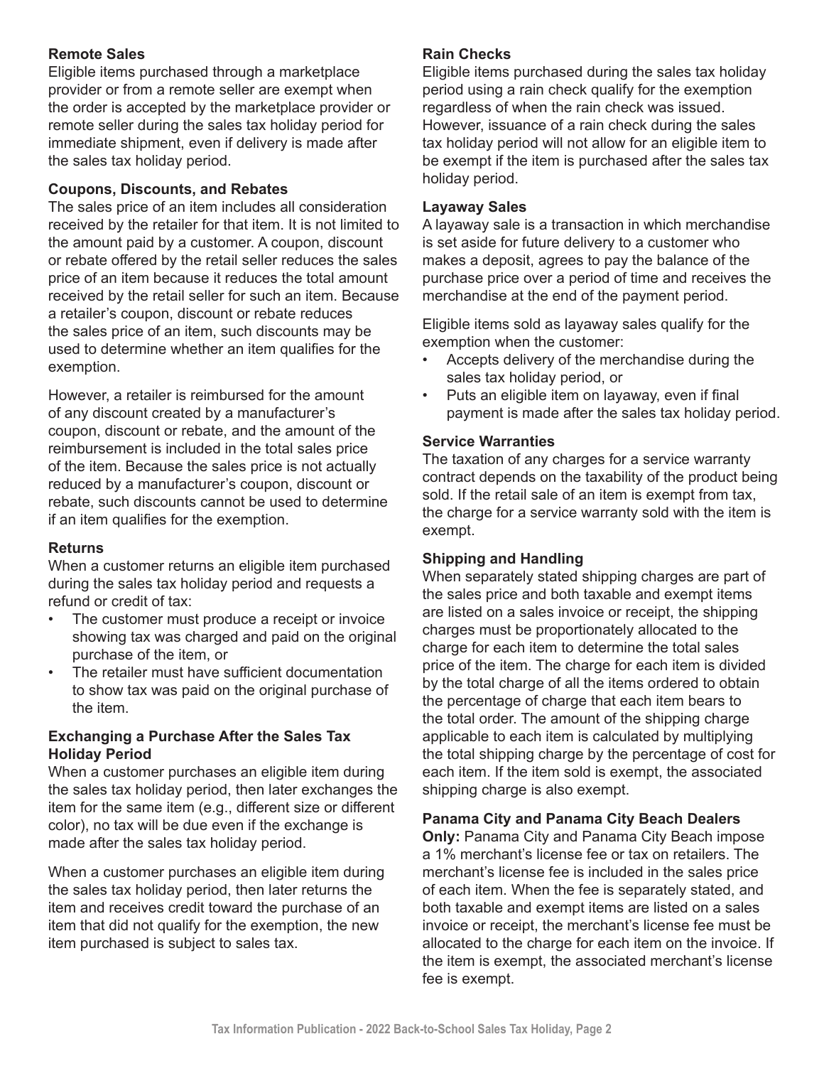### Remote Sales

Eligible items purchased through a marketplace provider or from a remote seller are exempt when the order is accepted by the marketplace provider or remote seller during the sales tax holiday period for immediate shipment, even if delivery is made after the sales tax holiday period.

### Coupons, Discounts, and Rebates

The sales price of an item includes all consideration received by the retailer for that item. It is not limited to the amount paid by a customer. A coupon, discount or rebate offered by the retail seller reduces the sales price of an item because it reduces the total amount received by the retail seller for such an item. Because a retailer's coupon, discount or rebate reduces the sales price of an item, such discounts may be used to determine whether an item qualifies for the exemption.

However, a retailer is reimbursed for the amount of any discount created by a manufacturer's coupon, discount or rebate, and the amount of the reimbursement is included in the total sales price of the item. Because the sales price is not actually reduced by a manufacturer's coupon, discount or rebate, such discounts cannot be used to determine if an item qualifies for the exemption.

### Returns

When a customer returns an eligible item purchased during the sales tax holiday period and requests a refund or credit of tax:

- The customer must produce a receipt or invoice showing tax was charged and paid on the original purchase of the item, or
- The retailer must have sufficient documentation to show tax was paid on the original purchase of the item.

### Exchanging a Purchase After the Sales Tax Holiday Period

When a customer purchases an eligible item during the sales tax holiday period, then later exchanges the item for the same item (e.g., different size or different color), no tax will be due even if the exchange is made after the sales tax holiday period.

When a customer purchases an eligible item during the sales tax holiday period, then later returns the item and receives credit toward the purchase of an item that did not qualify for the exemption, the new item purchased is subject to sales tax.

### Rain Checks

Eligible items purchased during the sales tax holiday period using a rain check qualify for the exemption regardless of when the rain check was issued. However, issuance of a rain check during the sales tax holiday period will not allow for an eligible item to be exempt if the item is purchased after the sales tax holiday period.

### Layaway Sales

A layaway sale is a transaction in which merchandise is set aside for future delivery to a customer who makes a deposit, agrees to pay the balance of the purchase price over a period of time and receives the merchandise at the end of the payment period.

Eligible items sold as layaway sales qualify for the exemption when the customer:

- Accepts delivery of the merchandise during the sales tax holiday period, or
- Puts an eligible item on layaway, even if final payment is made after the sales tax holiday period.

### Service Warranties

The taxation of any charges for a service warranty contract depends on the taxability of the product being sold. If the retail sale of an item is exempt from tax, the charge for a service warranty sold with the item is exempt.

### Shipping and Handling

When separately stated shipping charges are part of the sales price and both taxable and exempt items are listed on a sales invoice or receipt, the shipping charges must be proportionately allocated to the charge for each item to determine the total sales price of the item. The charge for each item is divided by the total charge of all the items ordered to obtain the percentage of charge that each item bears to the total order. The amount of the shipping charge applicable to each item is calculated by multiplying the total shipping charge by the percentage of cost for each item. If the item sold is exempt, the associated shipping charge is also exempt.

### Panama City and Panama City Beach Dealers

**Only:** Panama City and Panama City Beach impose a 1% merchant's license fee or tax on retailers. The merchant's license fee is included in the sales price of each item. When the fee is separately stated, and both taxable and exempt items are listed on a sales invoice or receipt, the merchant's license fee must be allocated to the charge for each item on the invoice. If the item is exempt, the associated merchant's license fee is exempt.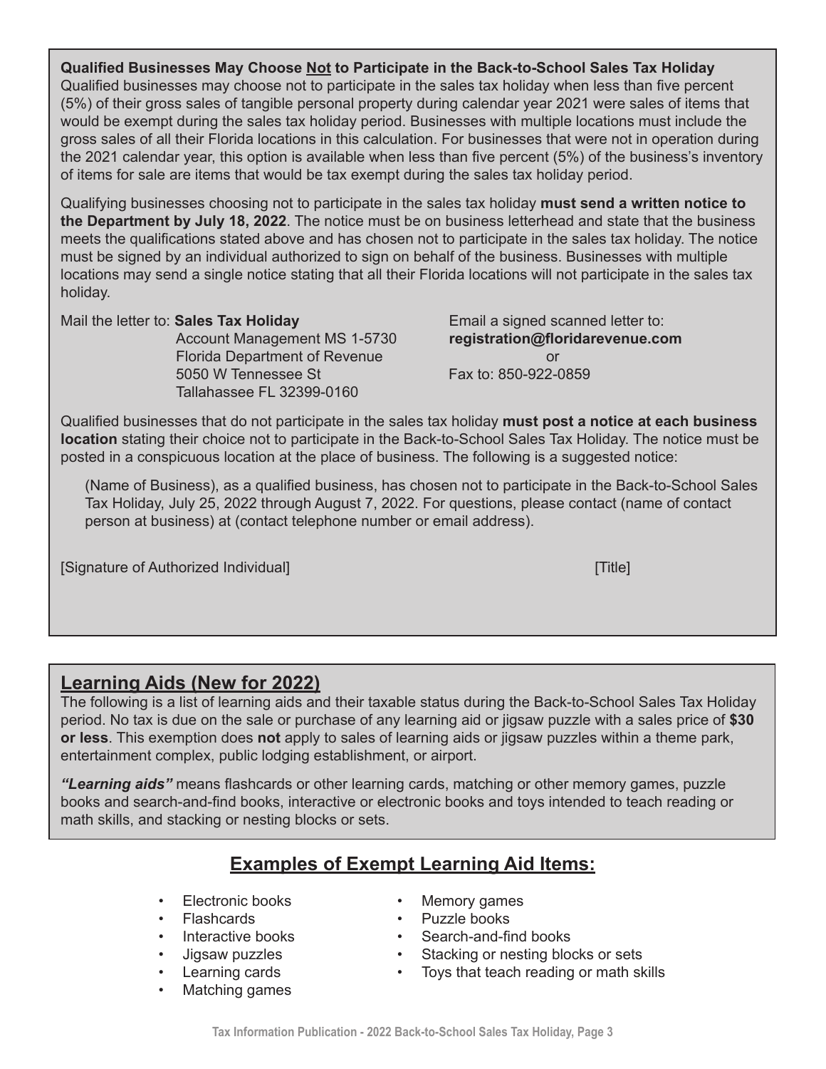**Qualified Businesses May Choose Not to Participate in the Back-to-School Sales Tax Holiday**

Qualified businesses may choose not to participate in the sales tax holiday when less than five percent (5%) of their gross sales of tangible personal property during calendar year 2021 were sales of items that would be exempt during the sales tax holiday period. Businesses with multiple locations must include the gross sales of all their Florida locations in this calculation. For businesses that were not in operation during the 2021 calendar year, this option is available when less than five percent (5%) of the business's inventory of items for sale are items that would be tax exempt during the sales tax holiday period.

Qualifying businesses choosing not to participate in the sales tax holiday **must send a written notice to the Department by July 18, 2022**. The notice must be on business letterhead and state that the business meets the qualifications stated above and has chosen not to participate in the sales tax holiday. The notice must be signed by an individual authorized to sign on behalf of the business. Businesses with multiple locations may send a single notice stating that all their Florida locations will not participate in the sales tax holiday.

Mail the letter to: **Sales Tax Holiday**
Account Management MS 1-5730
Florida Department of Revenue
5050 W Tennessee St
Tallahassee FL 32399-0160

Email a signed scanned letter to:
**registration@floridarevenue.com**
or
Fax to: 850-922-0859

Qualified businesses that do not participate in the sales tax holiday **must post a notice at each business location** stating their choice not to participate in the Back-to-School Sales Tax Holiday. The notice must be posted in a conspicuous location at the place of business. The following is a suggested notice:

> (Name of Business), as a qualified business, has chosen not to participate in the Back-to-School Sales Tax Holiday, July 25, 2022 through August 7, 2022. For questions, please contact (name of contact person at business) at (contact telephone number or email address).

[Signature of Authorized Individual] [Title]

## Learning Aids (New for 2022)

The following is a list of learning aids and their taxable status during the Back-to-School Sales Tax Holiday period. No tax is due on the sale or purchase of any learning aid or jigsaw puzzle with a sales price of **$30 or less**. This exemption does **not** apply to sales of learning aids or jigsaw puzzles within a theme park, entertainment complex, public lodging establishment, or airport.

***"Learning aids"*** means flashcards or other learning cards, matching or other memory games, puzzle books and search-and-find books, interactive or electronic books and toys intended to teach reading or math skills, and stacking or nesting blocks or sets.

## Examples of Exempt Learning Aid Items:

- Electronic books
- Flashcards
- Interactive books
- Jigsaw puzzles
- Learning cards
- Matching games
- Memory games
- Puzzle books
- Search-and-find books
- Stacking or nesting blocks or sets
- Toys that teach reading or math skills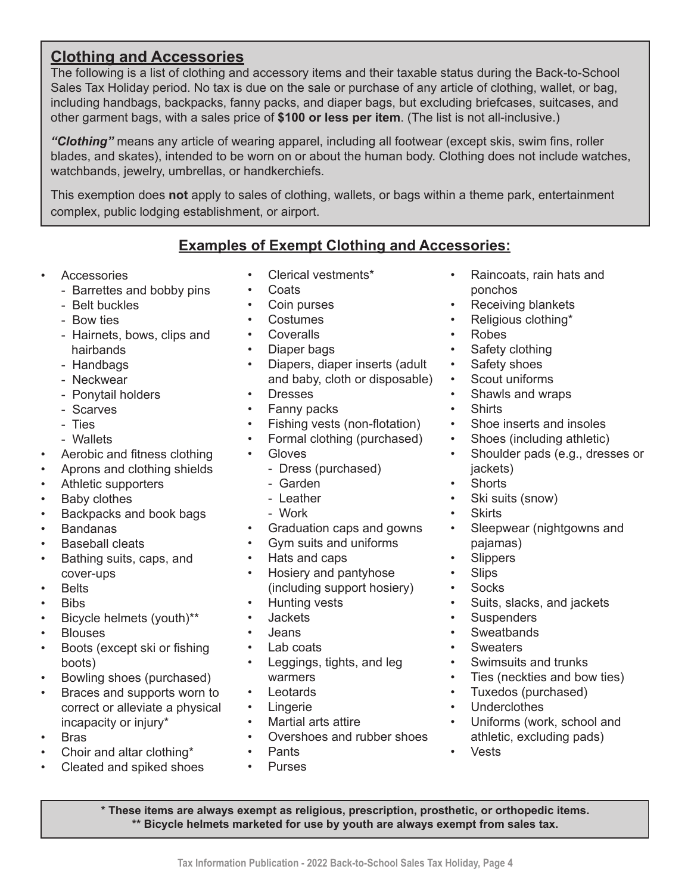## Clothing and Accessories

The following is a list of clothing and accessory items and their taxable status during the Back-to-School Sales Tax Holiday period. No tax is due on the sale or purchase of any article of clothing, wallet, or bag, including handbags, backpacks, fanny packs, and diaper bags, but excluding briefcases, suitcases, and other garment bags, with a sales price of **$100 or less per item**. (The list is not all-inclusive.)

***"Clothing"*** means any article of wearing apparel, including all footwear (except skis, swim fins, roller blades, and skates), intended to be worn on or about the human body. Clothing does not include watches, watchbands, jewelry, umbrellas, or handkerchiefs.

This exemption does **not** apply to sales of clothing, wallets, or bags within a theme park, entertainment complex, public lodging establishment, or airport.

### Examples of Exempt Clothing and Accessories:

- Accessories
  - Barrettes and bobby pins
  - Belt buckles
  - Bow ties
  - Hairnets, bows, clips and hairbands
  - Handbags
  - Neckwear
  - Ponytail holders
  - Scarves
  - Ties
  - Wallets
- Aerobic and fitness clothing
- Aprons and clothing shields
- Athletic supporters
- Baby clothes
- Backpacks and book bags
- Bandanas
- Baseball cleats
- Bathing suits, caps, and cover-ups
- Belts
- Bibs
- Bicycle helmets (youth)**
- Blouses
- Boots (except ski or fishing boots)
- Bowling shoes (purchased)
- Braces and supports worn to correct or alleviate a physical incapacity or injury*
- Bras
- Choir and altar clothing*
- Cleated and spiked shoes
- Clerical vestments*
- Coats
- Coin purses
- Costumes
- Coveralls
- Diaper bags
- Diapers, diaper inserts (adult and baby, cloth or disposable)
- Dresses
- Fanny packs
- Fishing vests (non-flotation)
- Formal clothing (purchased)
- Gloves
  - Dress (purchased)
  - Garden
  - Leather
  - Work
- Graduation caps and gowns
- Gym suits and uniforms
- Hats and caps
- Hosiery and pantyhose (including support hosiery)
- Hunting vests
- Jackets
- Jeans
- Lab coats
- Leggings, tights, and leg warmers
- Leotards
- Lingerie
- Martial arts attire
- Overshoes and rubber shoes
- Pants
- Purses
- Raincoats, rain hats and ponchos
- Receiving blankets
- Religious clothing*
- Robes
- Safety clothing
- Safety shoes
- Scout uniforms
- Shawls and wraps
- Shirts
- Shoe inserts and insoles
- Shoes (including athletic)
- Shoulder pads (e.g., dresses or jackets)
- Shorts
- Ski suits (snow)
- Skirts
- Sleepwear (nightgowns and pajamas)
- Slippers
- Slips
- Socks
- Suits, slacks, and jackets
- Suspenders
- Sweatbands
- Sweaters
- Swimsuits and trunks
- Ties (neckties and bow ties)
- Tuxedos (purchased)
- Underclothes
- Uniforms (work, school and athletic, excluding pads)
- Vests

**\* These items are always exempt as religious, prescription, prosthetic, or orthopedic items.**
**\*\* Bicycle helmets marketed for use by youth are always exempt from sales tax.**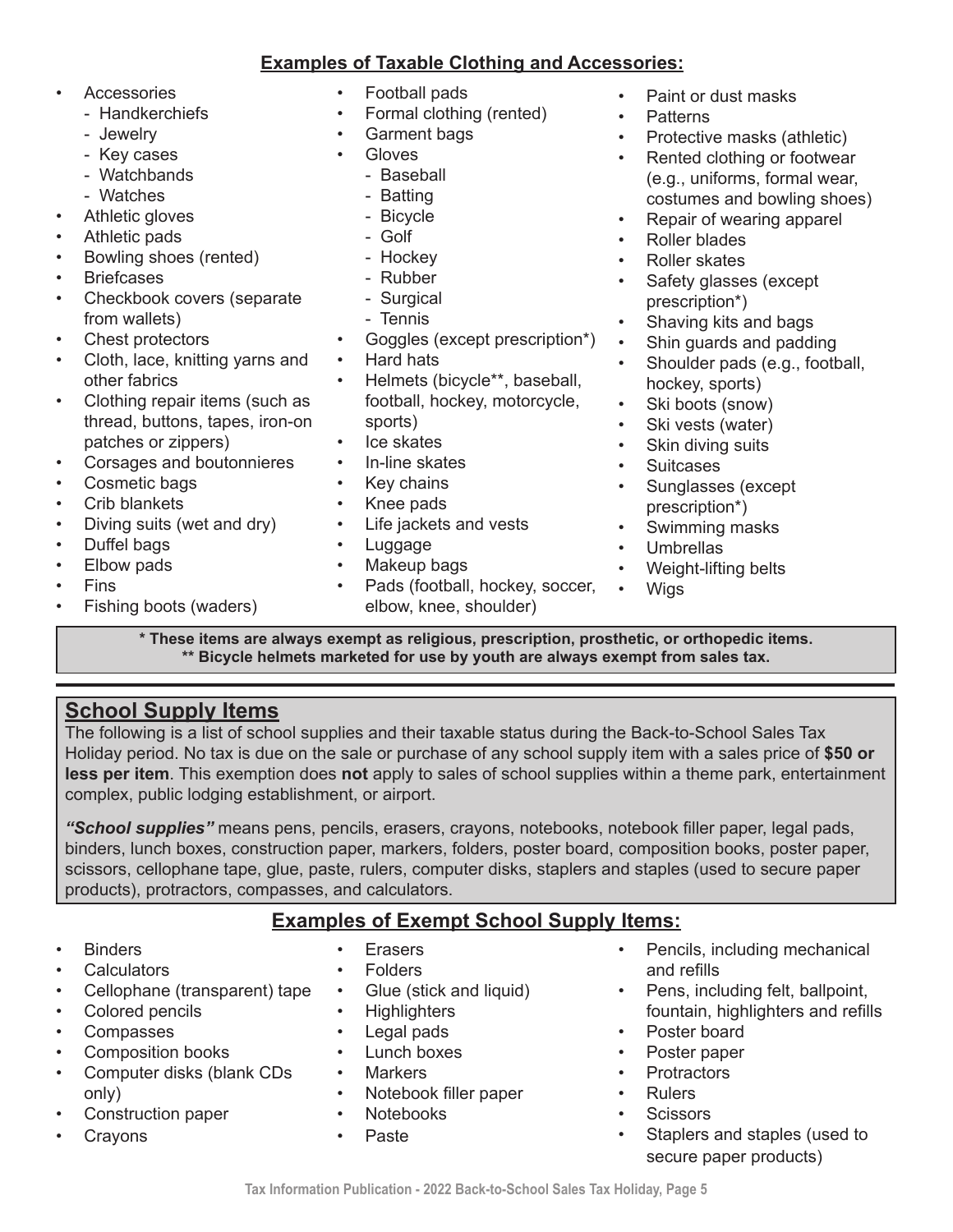## Examples of Taxable Clothing and Accessories:

- Accessories
  - Handkerchiefs
  - Jewelry
  - Key cases
  - Watchbands
  - Watches
- Athletic gloves
- Athletic pads
- Bowling shoes (rented)
- Briefcases
- Checkbook covers (separate from wallets)
- Chest protectors
- Cloth, lace, knitting yarns and other fabrics
- Clothing repair items (such as thread, buttons, tapes, iron-on patches or zippers)
- Corsages and boutonnieres
- Cosmetic bags
- Crib blankets
- Diving suits (wet and dry)
- Duffel bags
- Elbow pads
- Fins
- Fishing boots (waders)
- Football pads
- Formal clothing (rented)
- Garment bags
- Gloves
  - Baseball
  - Batting
  - Bicycle
  - Golf
  - Hockey
  - Rubber
  - Surgical
  - Tennis
- Goggles (except prescription*)
- Hard hats
- Helmets (bicycle**, baseball, football, hockey, motorcycle, sports)
- Ice skates
- In-line skates
- Key chains
- Knee pads
- Life jackets and vests
- Luggage
- Makeup bags
- Pads (football, hockey, soccer, elbow, knee, shoulder)
- Paint or dust masks
- Patterns
- Protective masks (athletic)
- Rented clothing or footwear (e.g., uniforms, formal wear, costumes and bowling shoes)
- Repair of wearing apparel
- Roller blades
- Roller skates
- Safety glasses (except prescription*)
- Shaving kits and bags
- Shin guards and padding
- Shoulder pads (e.g., football, hockey, sports)
- Ski boots (snow)
- Ski vests (water)
- Skin diving suits
- Suitcases
- Sunglasses (except prescription*)
- Swimming masks
- Umbrellas
- Weight-lifting belts
- Wigs

**\* These items are always exempt as religious, prescription, prosthetic, or orthopedic items.**
**\*\* Bicycle helmets marketed for use by youth are always exempt from sales tax.**

## School Supply Items

The following is a list of school supplies and their taxable status during the Back-to-School Sales Tax Holiday period. No tax is due on the sale or purchase of any school supply item with a sales price of **$50 or less per item**. This exemption does **not** apply to sales of school supplies within a theme park, entertainment complex, public lodging establishment, or airport.

***"School supplies"*** means pens, pencils, erasers, crayons, notebooks, notebook filler paper, legal pads, binders, lunch boxes, construction paper, markers, folders, poster board, composition books, poster paper, scissors, cellophane tape, glue, paste, rulers, computer disks, staplers and staples (used to secure paper products), protractors, compasses, and calculators.

## Examples of Exempt School Supply Items:

- Binders
- Calculators
- Cellophane (transparent) tape
- Colored pencils
- Compasses
- Composition books
- Computer disks (blank CDs only)
- Construction paper
- Crayons
- Erasers
- Folders
- Glue (stick and liquid)
- Highlighters
- Legal pads
- Lunch boxes
- Markers
- Notebook filler paper
- Notebooks
- Paste
- Pencils, including mechanical and refills
- Pens, including felt, ballpoint, fountain, highlighters and refills
- Poster board
- Poster paper
- Protractors
- Rulers
- Scissors
- Staplers and staples (used to secure paper products)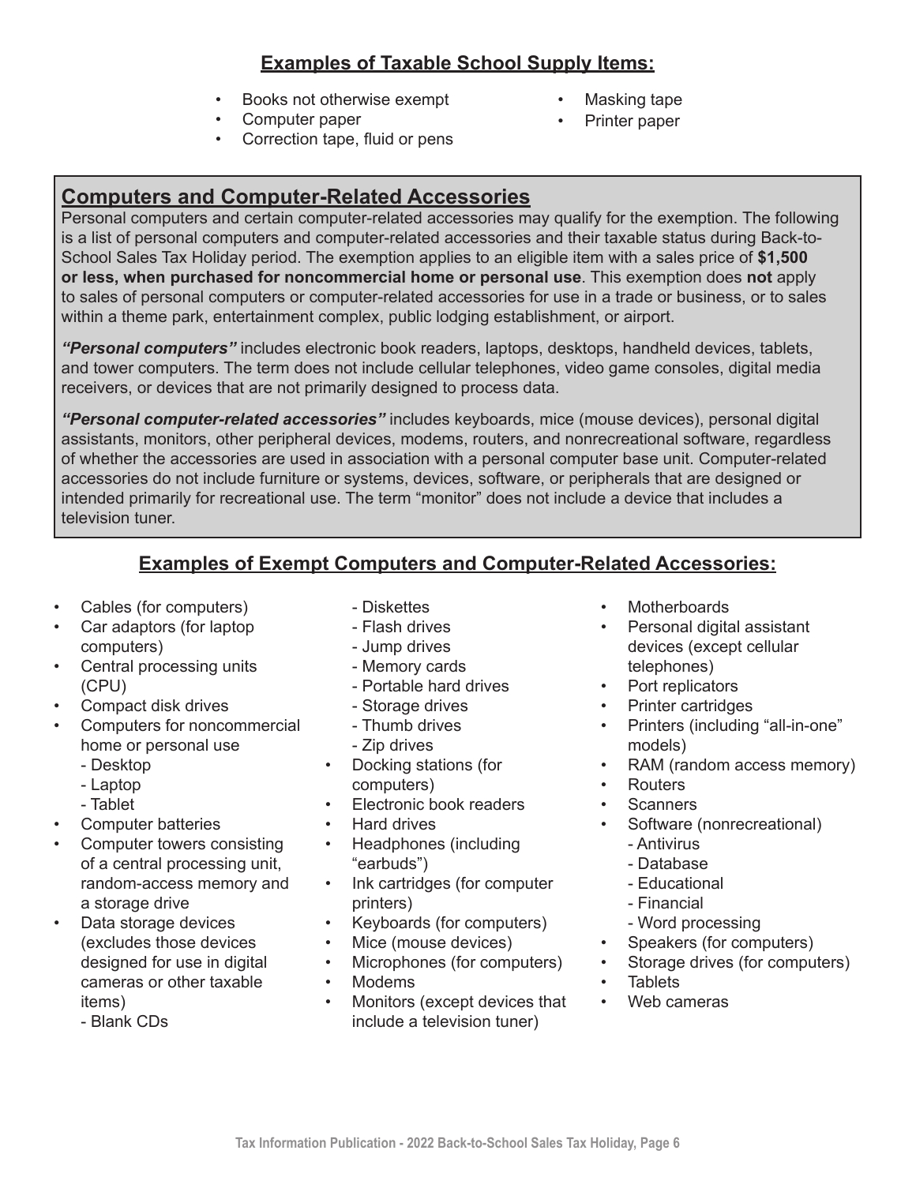## Examples of Taxable School Supply Items:

- Books not otherwise exempt
- Computer paper
- Correction tape, fluid or pens
- Masking tape
- Printer paper

## Computers and Computer-Related Accessories

Personal computers and certain computer-related accessories may qualify for the exemption. The following is a list of personal computers and computer-related accessories and their taxable status during Back-to-School Sales Tax Holiday period. The exemption applies to an eligible item with a sales price of **$1,500 or less, when purchased for noncommercial home or personal use**. This exemption does **not** apply to sales of personal computers or computer-related accessories for use in a trade or business, or to sales within a theme park, entertainment complex, public lodging establishment, or airport.

***"Personal computers"*** includes electronic book readers, laptops, desktops, handheld devices, tablets, and tower computers. The term does not include cellular telephones, video game consoles, digital media receivers, or devices that are not primarily designed to process data.

***"Personal computer-related accessories"*** includes keyboards, mice (mouse devices), personal digital assistants, monitors, other peripheral devices, modems, routers, and nonrecreational software, regardless of whether the accessories are used in association with a personal computer base unit. Computer-related accessories do not include furniture or systems, devices, software, or peripherals that are designed or intended primarily for recreational use. The term "monitor" does not include a device that includes a television tuner.

## Examples of Exempt Computers and Computer-Related Accessories:

- Cables (for computers)
- Car adaptors (for laptop computers)
- Central processing units (CPU)
- Compact disk drives
- Computers for noncommercial home or personal use
  - Desktop
  - Laptop
  - Tablet
- Computer batteries
- Computer towers consisting of a central processing unit, random-access memory and a storage drive
- Data storage devices (excludes those devices designed for use in digital cameras or other taxable items)
  - Blank CDs
  - Diskettes
  - Flash drives
  - Jump drives
  - Memory cards
  - Portable hard drives
  - Storage drives
  - Thumb drives
  - Zip drives
- Docking stations (for computers)
- Electronic book readers
- Hard drives
- Headphones (including "earbuds")
- Ink cartridges (for computer printers)
- Keyboards (for computers)
- Mice (mouse devices)
- Microphones (for computers)
- Modems
- Monitors (except devices that include a television tuner)
- Motherboards
- Personal digital assistant devices (except cellular telephones)
- Port replicators
- Printer cartridges
- Printers (including "all-in-one" models)
- RAM (random access memory)
- Routers
- Scanners
- Software (nonrecreational)
  - Antivirus
  - Database
  - Educational
  - Financial
  - Word processing
- Speakers (for computers)
- Storage drives (for computers)
- Tablets
- Web cameras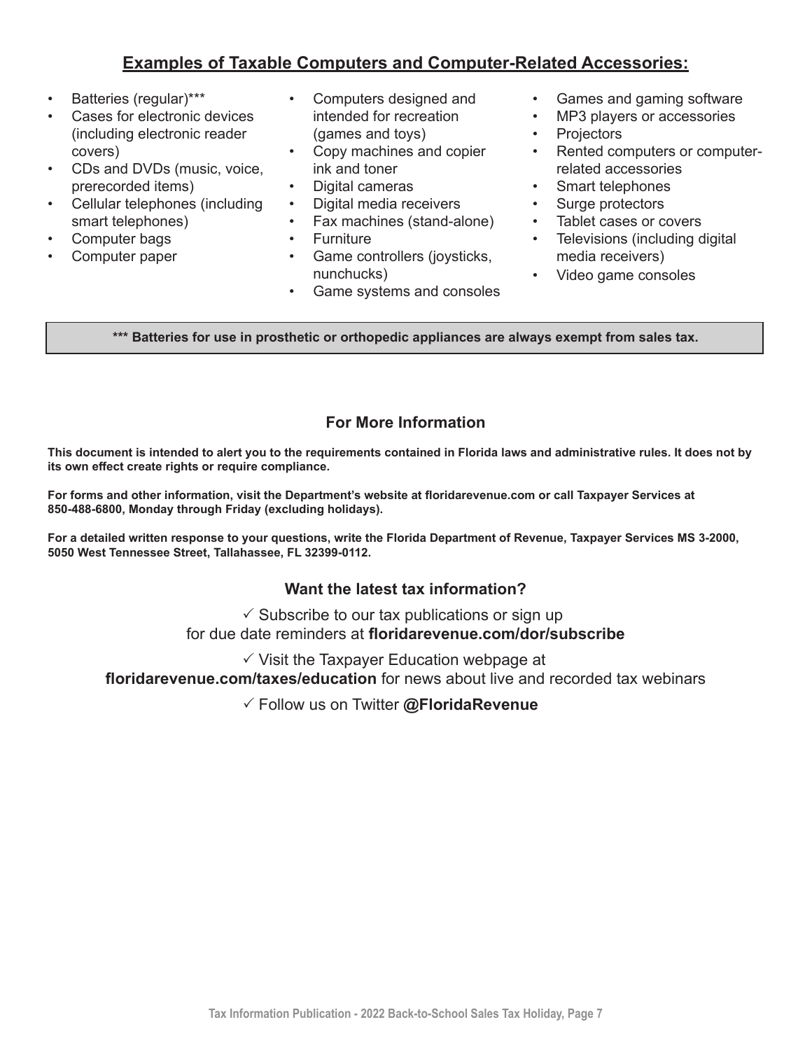## Examples of Taxable Computers and Computer-Related Accessories:

- Batteries (regular)***
- Cases for electronic devices (including electronic reader covers)
- CDs and DVDs (music, voice, prerecorded items)
- Cellular telephones (including smart telephones)
- Computer bags
- Computer paper
- Computers designed and intended for recreation (games and toys)
- Copy machines and copier ink and toner
- Digital cameras
- Digital media receivers
- Fax machines (stand-alone)
- Furniture
- Game controllers (joysticks, nunchucks)
- Game systems and consoles
- Games and gaming software
- MP3 players or accessories
- Projectors
- Rented computers or computer-related accessories
- Smart telephones
- Surge protectors
- Tablet cases or covers
- Televisions (including digital media receivers)
- Video game consoles

**\*\*\* Batteries for use in prosthetic or orthopedic appliances are always exempt from sales tax.**

### For More Information

**This document is intended to alert you to the requirements contained in Florida laws and administrative rules. It does not by its own effect create rights or require compliance.**

**For forms and other information, visit the Department's website at floridarevenue.com or call Taxpayer Services at 850-488-6800, Monday through Friday (excluding holidays).**

**For a detailed written response to your questions, write the Florida Department of Revenue, Taxpayer Services MS 3-2000, 5050 West Tennessee Street, Tallahassee, FL 32399-0112.**

### Want the latest tax information?

✓ Subscribe to our tax publications or sign up for due date reminders at **floridarevenue.com/dor/subscribe**

✓ Visit the Taxpayer Education webpage at **floridarevenue.com/taxes/education** for news about live and recorded tax webinars

✓ Follow us on Twitter **@FloridaRevenue**